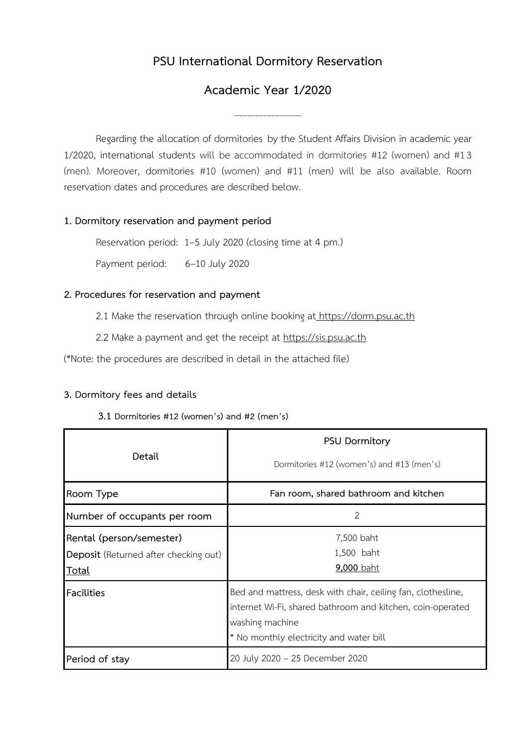# PSU International Dormitory Reservation

## Academic Year 1/2020

-------------------------

Regarding the allocation of dormitories by the Student Affairs Division in academic year 1/2020, international students will be accommodated in dormitories #12 (women) and #13 (men). Moreover, dormitories #10 (women) and #11 (men) will be also available. Room reservation dates and procedures are described below.

### 1. Dormitory reservation and payment period

Reservation period: 1–5 July 2020 (closing time at 4 pm.)

Payment period: 6–10 July 2020

### 2. Procedures for reservation and payment

2.1 Make the reservation through online booking at https://dorm.psu.ac.th

2.2 Make a payment and get the receipt at https://sis.psu.ac.th

(*Note: the procedures are described in detail in the attached file)

### 3. Dormitory fees and details

**3.1 Dormitories #12 (women's) and #2 (men's)**

| Detail | **PSU Dormitory**<br>Dormitories #12 (women's) and #13 (men's) |
|---|---|
| Room Type | **Fan room, shared bathroom and kitchen** |
| Number of occupants per room | 2 |
| Rental (person/semester)<br>**Deposit** (Returned after checking out)<br>Total | 7,500 baht<br>1,500 baht<br>**9,000** baht |
| Facilities | Bed and mattress, desk with chair, ceiling fan, clothesline, internet Wi-Fi, shared bathroom and kitchen, coin-operated washing machine<br>* No monthly electricity and water bill |
| Period of stay | 20 July 2020 – 25 December 2020 |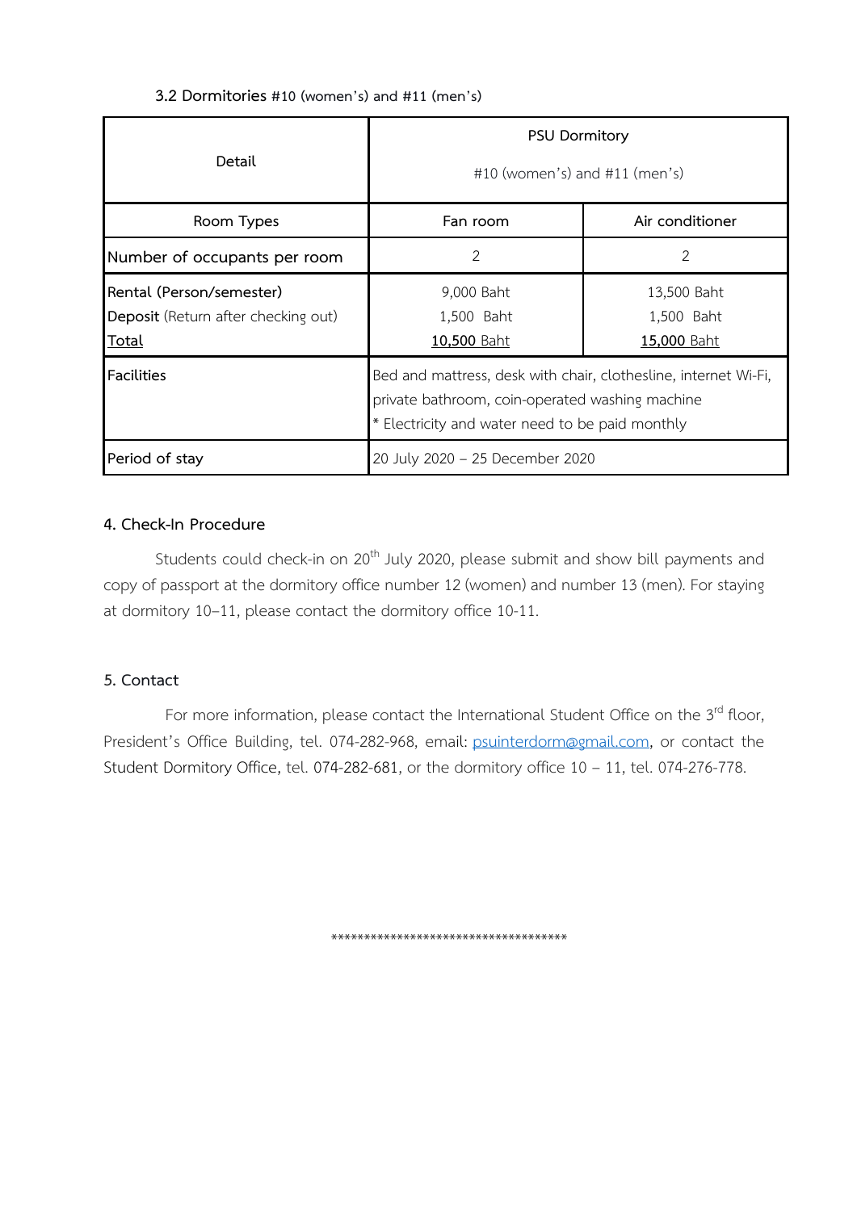### 3.2 Dormitories #10 (women's) and #11 (men's)

| Detail | PSU Dormitory #10 (women's) and #11 (men's) | |
|---|---|---|
| Room Types | Fan room | Air conditioner |
| Number of occupants per room | 2 | 2 |
| **Rental** (Person/semester)<br>**Deposit** (Return after checking out)<br>**Total** | 9,000 Baht<br>1,500 Baht<br>**10,500** Baht | 13,500 Baht<br>1,500 Baht<br>**15,000** Baht |
| **Facilities** | Bed and mattress, desk with chair, clothesline, internet Wi-Fi, private bathroom, coin-operated washing machine<br>* Electricity and water need to be paid monthly | |
| Period of stay | 20 July 2020 – 25 December 2020 | |

## 4. Check-In Procedure

Students could check-in on 20th July 2020, please submit and show bill payments and copy of passport at the dormitory office number 12 (women) and number 13 (men). For staying at dormitory 10–11, please contact the dormitory office 10-11.

## 5. Contact

For more information, please contact the International Student Office on the 3rd floor, President's Office Building, tel. 074-282-968, email: psuinterdorm@gmail.com, or contact the Student Dormitory Office, tel. 074-282-681, or the dormitory office 10 – 11, tel. 074-276-778.

***********************************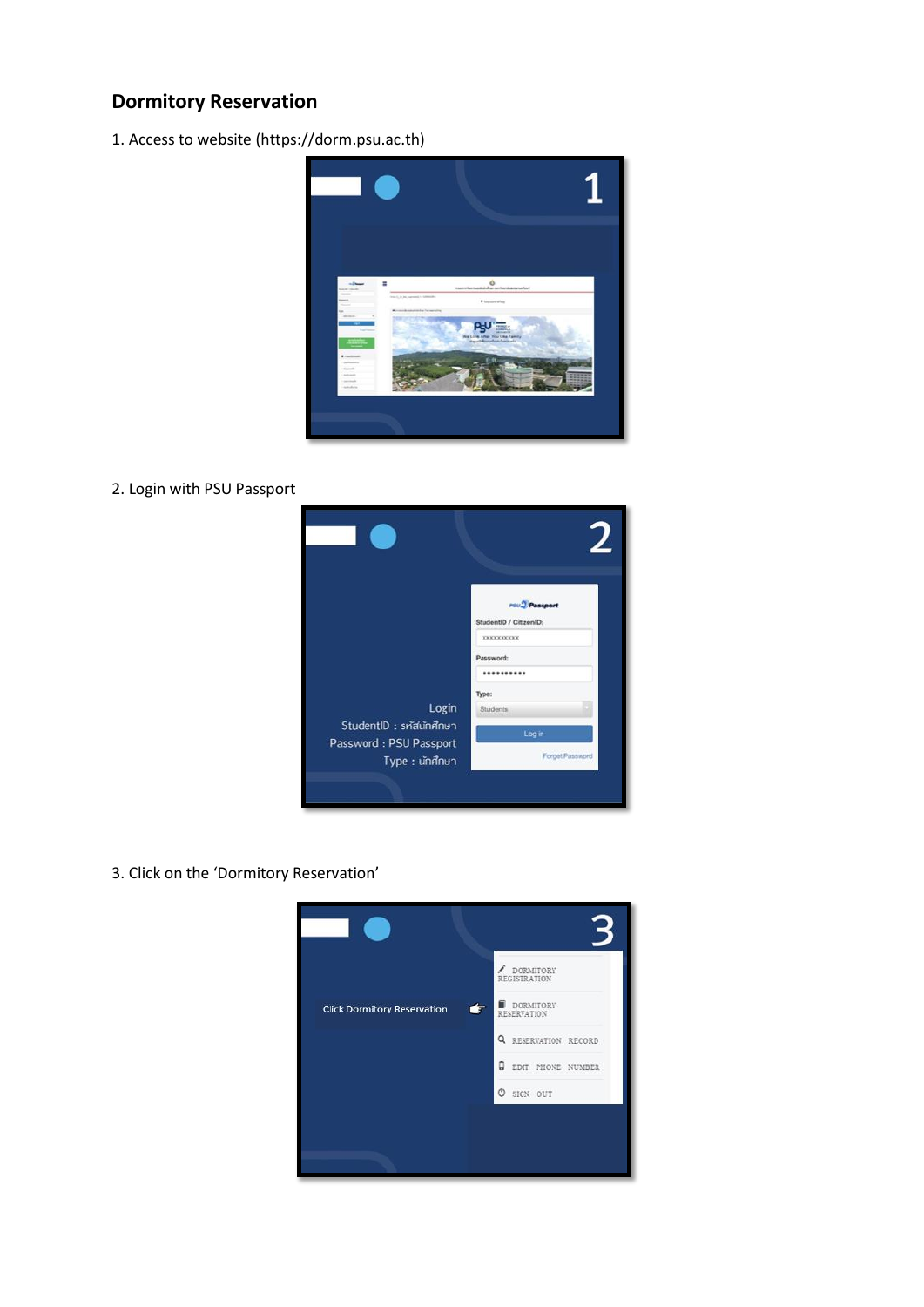## Dormitory Reservation

1. Access to website (https://dorm.psu.ac.th)

2. Login with PSU Passport

3. Click on the 'Dormitory Reservation'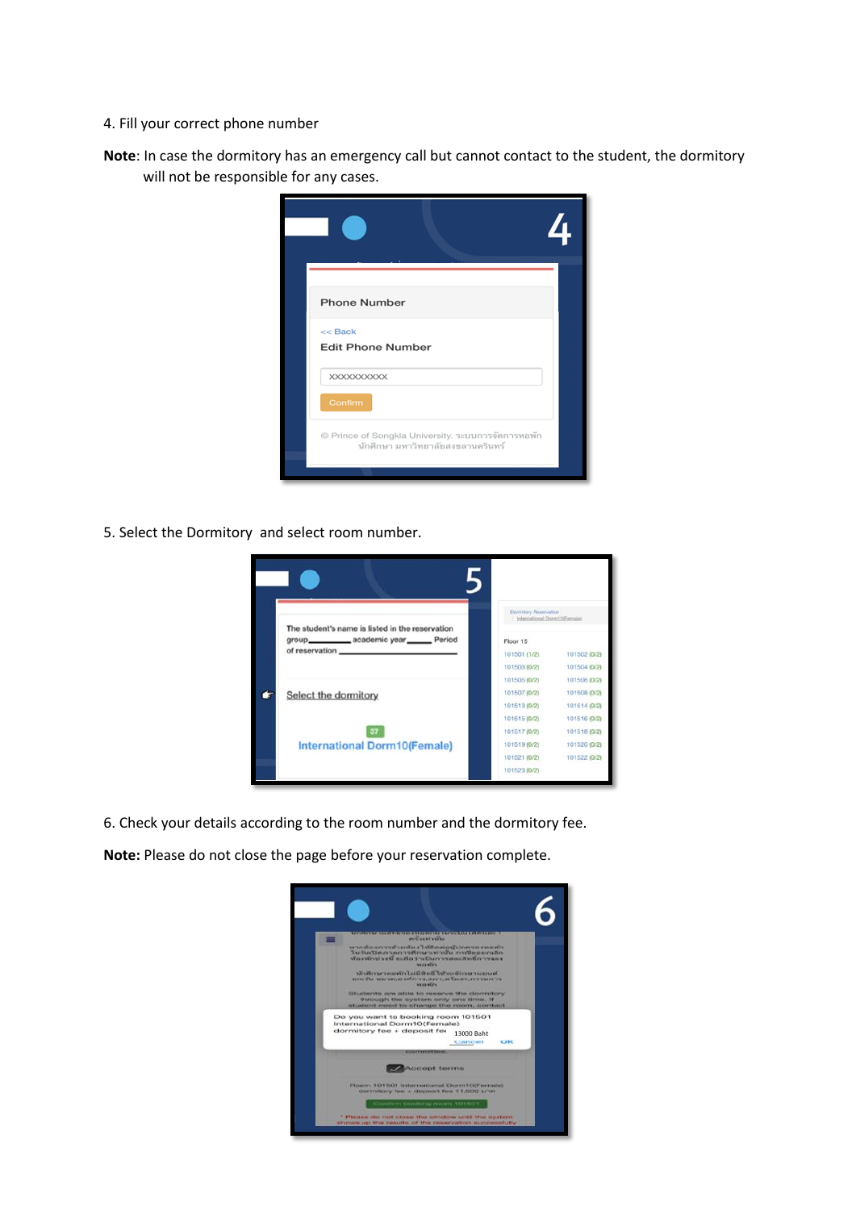4. Fill your correct phone number

**Note**: In case the dormitory has an emergency call but cannot contact to the student, the dormitory will not be responsible for any cases.

5. Select the Dormitory and select room number.

6. Check your details according to the room number and the dormitory fee.

**Note:** Please do not close the page before your reservation complete.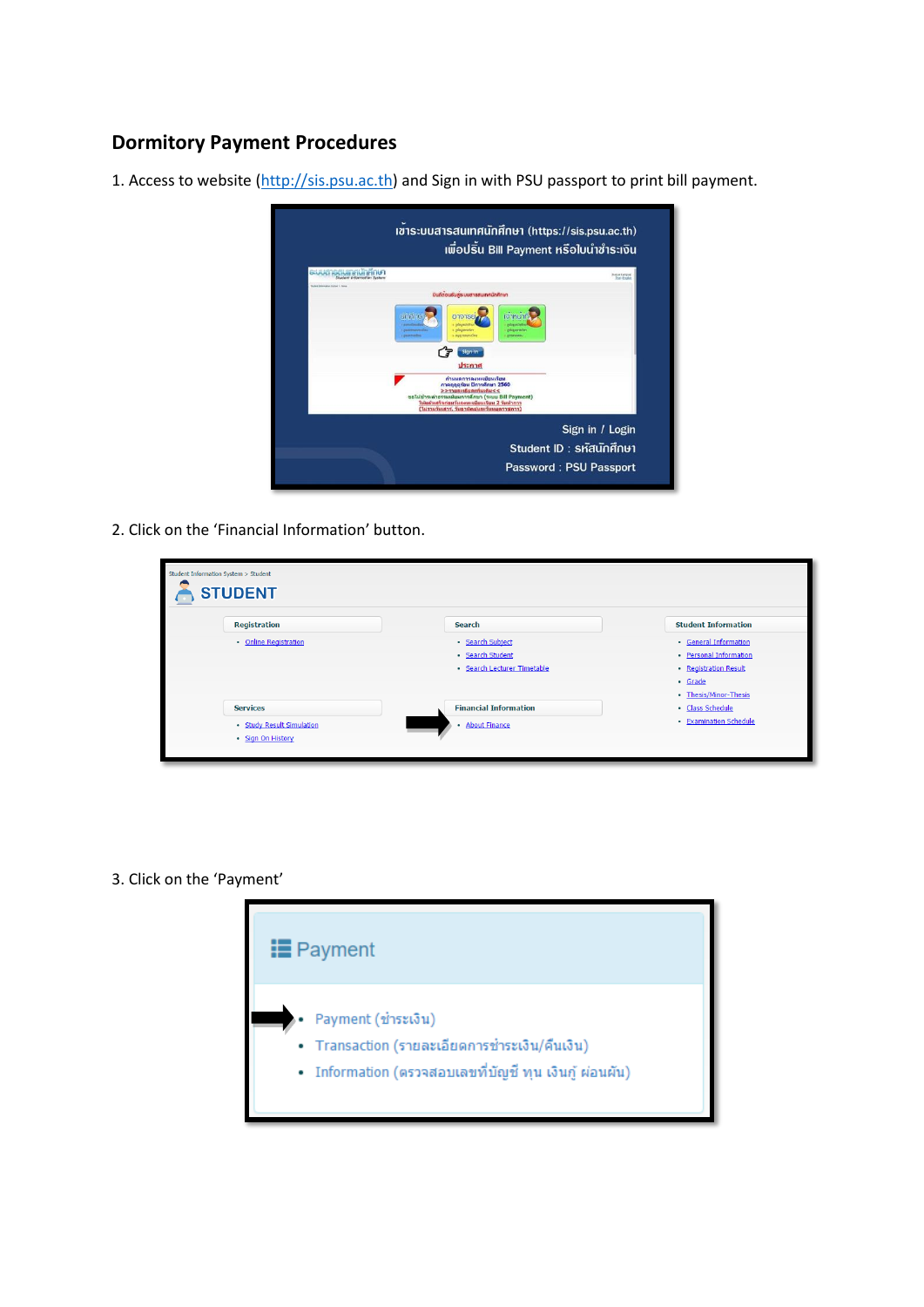## Dormitory Payment Procedures

1. Access to website (http://sis.psu.ac.th) and Sign in with PSU passport to print bill payment.

2. Click on the 'Financial Information' button.

3. Click on the 'Payment'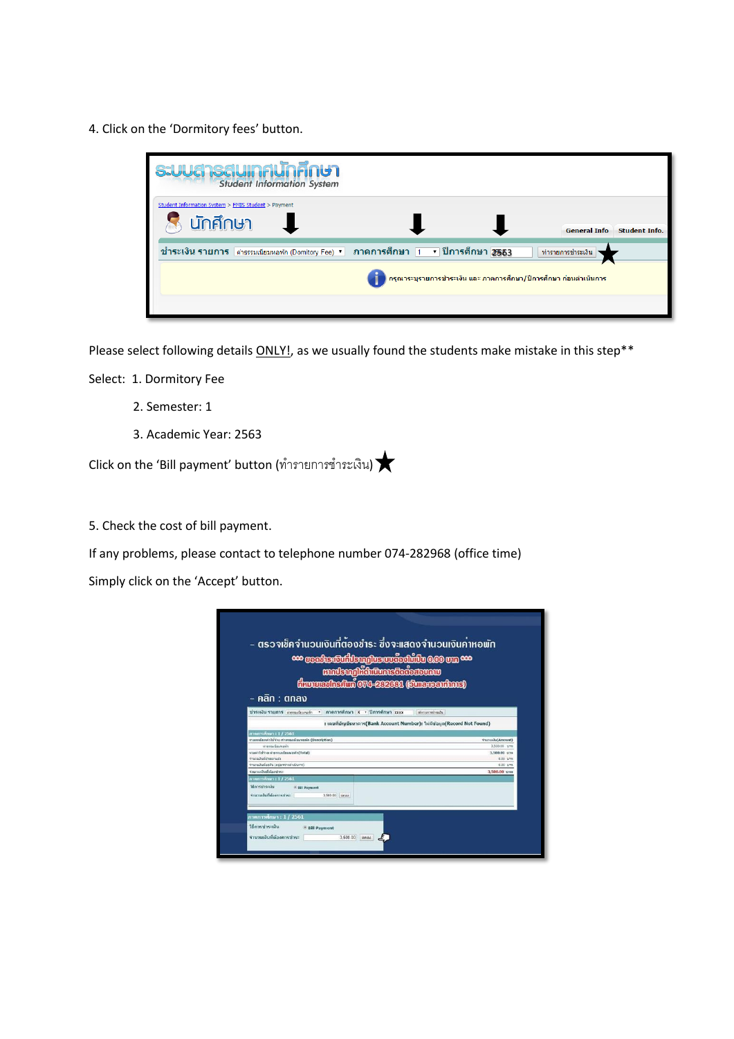4. Click on the 'Dormitory fees' button.

Please select following details ONLY!, as we usually found the students make mistake in this step**

Select: 1. Dormitory Fee

2. Semester: 1

3. Academic Year: 2563

Click on the 'Bill payment' button (ทำรายการชำระเงิน) ★

5. Check the cost of bill payment.

If any problems, please contact to telephone number 074-282968 (office time)

Simply click on the 'Accept' button.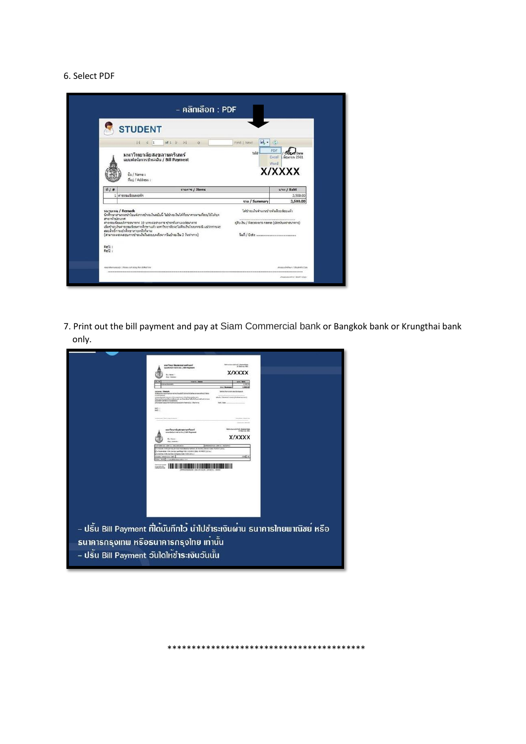6. Select PDF

7. Print out the bill payment and pay at Siam Commercial bank or Bangkok bank or Krungthai bank only.

*****************************************